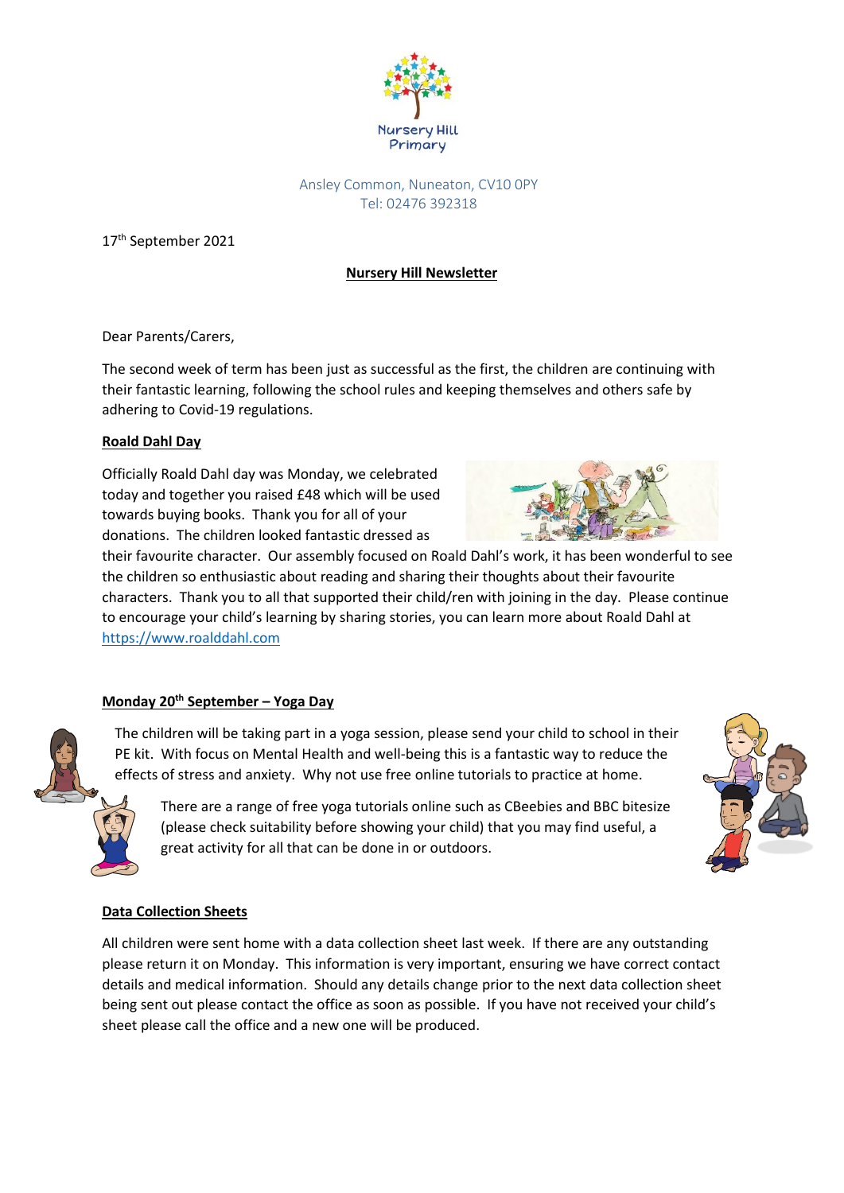Nursery Hill Primary

Ansley Common, Nuneaton, CV10 0PY
Tel: 02476 392318

17th September 2021

# Nursery Hill Newsletter

Dear Parents/Carers,

The second week of term has been just as successful as the first, the children are continuing with their fantastic learning, following the school rules and keeping themselves and others safe by adhering to Covid-19 regulations.

## Roald Dahl Day

Officially Roald Dahl day was Monday, we celebrated today and together you raised £48 which will be used towards buying books. Thank you for all of your donations. The children looked fantastic dressed as their favourite character. Our assembly focused on Roald Dahl's work, it has been wonderful to see the children so enthusiastic about reading and sharing their thoughts about their favourite characters. Thank you to all that supported their child/ren with joining in the day. Please continue to encourage your child's learning by sharing stories, you can learn more about Roald Dahl at https://www.roalddahl.com

## Monday 20th September – Yoga Day

The children will be taking part in a yoga session, please send your child to school in their PE kit. With focus on Mental Health and well-being this is a fantastic way to reduce the effects of stress and anxiety. Why not use free online tutorials to practice at home.

There are a range of free yoga tutorials online such as CBeebies and BBC bitesize (please check suitability before showing your child) that you may find useful, a great activity for all that can be done in or outdoors.

## Data Collection Sheets

All children were sent home with a data collection sheet last week. If there are any outstanding please return it on Monday. This information is very important, ensuring we have correct contact details and medical information. Should any details change prior to the next data collection sheet being sent out please contact the office as soon as possible. If you have not received your child's sheet please call the office and a new one will be produced.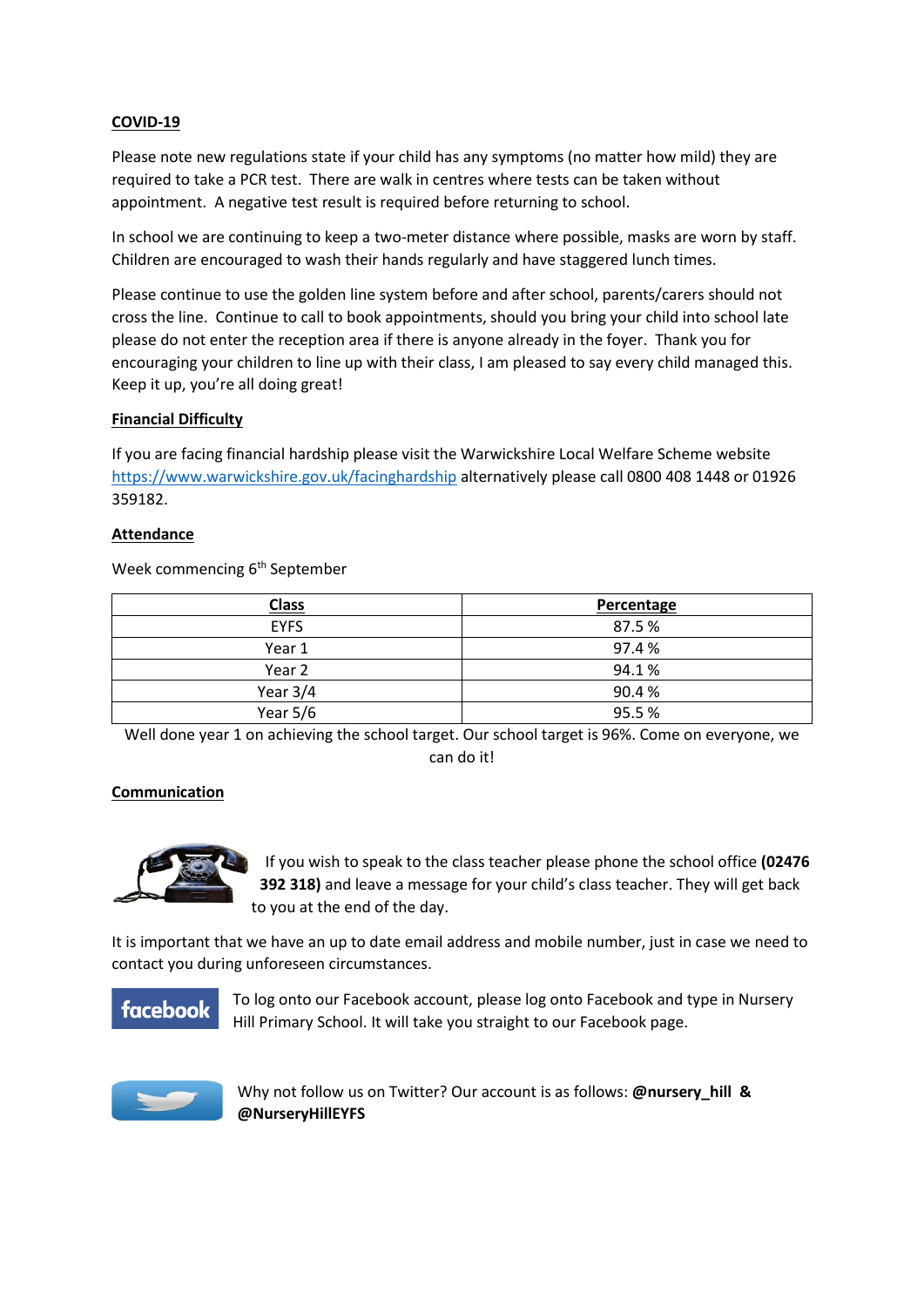**COVID-19**

Please note new regulations state if your child has any symptoms (no matter how mild) they are required to take a PCR test. There are walk in centres where tests can be taken without appointment. A negative test result is required before returning to school.

In school we are continuing to keep a two-meter distance where possible, masks are worn by staff. Children are encouraged to wash their hands regularly and have staggered lunch times.

Please continue to use the golden line system before and after school, parents/carers should not cross the line. Continue to call to book appointments, should you bring your child into school late please do not enter the reception area if there is anyone already in the foyer. Thank you for encouraging your children to line up with their class, I am pleased to say every child managed this. Keep it up, you're all doing great!

**Financial Difficulty**

If you are facing financial hardship please visit the Warwickshire Local Welfare Scheme website https://www.warwickshire.gov.uk/facinghardship alternatively please call 0800 408 1448 or 01926 359182.

**Attendance**

Week commencing 6th September

| Class | Percentage |
|---|---|
| EYFS | 87.5 % |
| Year 1 | 97.4 % |
| Year 2 | 94.1 % |
| Year 3/4 | 90.4 % |
| Year 5/6 | 95.5 % |

Well done year 1 on achieving the school target. Our school target is 96%. Come on everyone, we can do it!

**Communication**

If you wish to speak to the class teacher please phone the school office **(02476 392 318)** and leave a message for your child's class teacher. They will get back to you at the end of the day.

It is important that we have an up to date email address and mobile number, just in case we need to contact you during unforeseen circumstances.

To log onto our Facebook account, please log onto Facebook and type in Nursery Hill Primary School. It will take you straight to our Facebook page.

Why not follow us on Twitter? Our account is as follows: **@nursery_hill & @NurseryHillEYFS**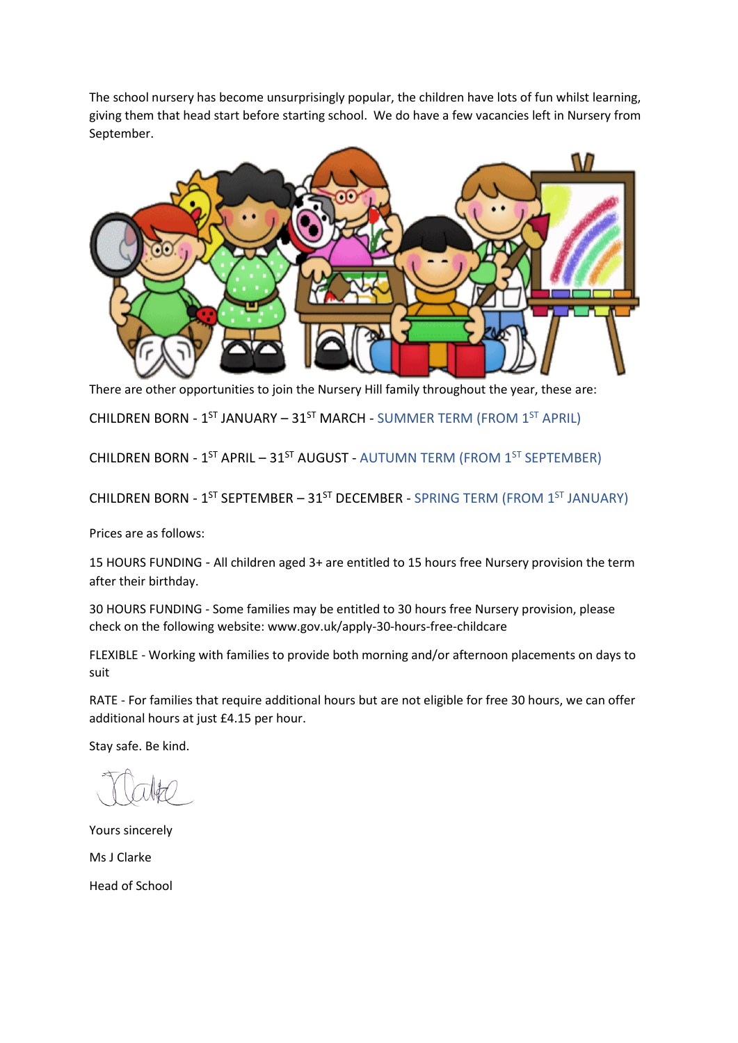The school nursery has become unsurprisingly popular, the children have lots of fun whilst learning, giving them that head start before starting school. We do have a few vacancies left in Nursery from September.

There are other opportunities to join the Nursery Hill family throughout the year, these are:

CHILDREN BORN - 1ST JANUARY – 31ST MARCH - SUMMER TERM (FROM 1ST APRIL)

CHILDREN BORN - 1ST APRIL – 31ST AUGUST - AUTUMN TERM (FROM 1ST SEPTEMBER)

CHILDREN BORN - 1ST SEPTEMBER – 31ST DECEMBER - SPRING TERM (FROM 1ST JANUARY)

Prices are as follows:

15 HOURS FUNDING - All children aged 3+ are entitled to 15 hours free Nursery provision the term after their birthday.

30 HOURS FUNDING - Some families may be entitled to 30 hours free Nursery provision, please check on the following website: www.gov.uk/apply-30-hours-free-childcare

FLEXIBLE - Working with families to provide both morning and/or afternoon placements on days to suit

RATE - For families that require additional hours but are not eligible for free 30 hours, we can offer additional hours at just £4.15 per hour.

Stay safe. Be kind.

Yours sincerely

Ms J Clarke

Head of School